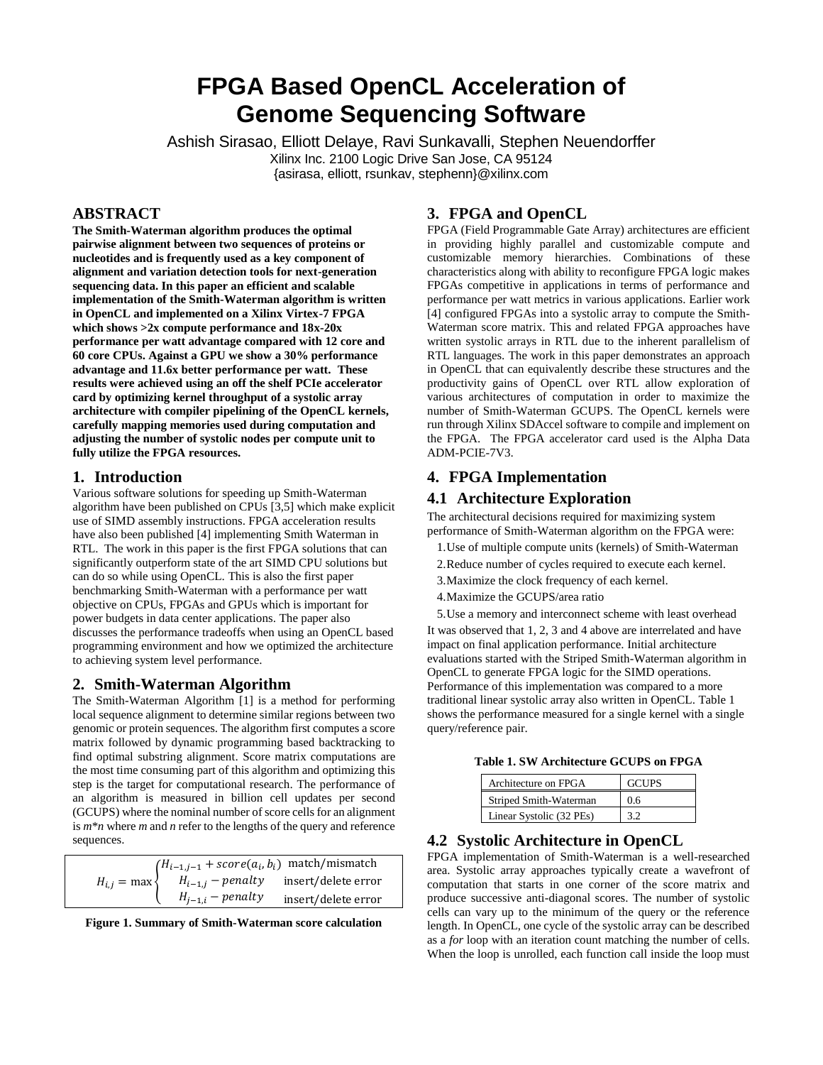# FPGA Based OpenCL Acceleration of Genome Sequencing Software

Ashish Sirasao, Elliott Delaye, Ravi Sunkavalli, Stephen Neuendorffer
Xilinx Inc. 2100 Logic Drive San Jose, CA 95124
{asirasa, elliott, rsunkav, stephenn}@xilinx.com

## ABSTRACT

**The Smith-Waterman algorithm produces the optimal pairwise alignment between two sequences of proteins or nucleotides and is frequently used as a key component of alignment and variation detection tools for next-generation sequencing data. In this paper an efficient and scalable implementation of the Smith-Waterman algorithm is written in OpenCL and implemented on a Xilinx Virtex-7 FPGA which shows >2x compute performance and 18x-20x performance per watt advantage compared with 12 core and 60 core CPUs. Against a GPU we show a 30% performance advantage and 11.6x better performance per watt. These results were achieved using an off the shelf PCIe accelerator card by optimizing kernel throughput of a systolic array architecture with compiler pipelining of the OpenCL kernels, carefully mapping memories used during computation and adjusting the number of systolic nodes per compute unit to fully utilize the FPGA resources.**

## 1. Introduction

Various software solutions for speeding up Smith-Waterman algorithm have been published on CPUs [3,5] which make explicit use of SIMD assembly instructions. FPGA acceleration results have also been published [4] implementing Smith Waterman in RTL. The work in this paper is the first FPGA solutions that can significantly outperform state of the art SIMD CPU solutions but can do so while using OpenCL. This is also the first paper benchmarking Smith-Waterman with a performance per watt objective on CPUs, FPGAs and GPUs which is important for power budgets in data center applications. The paper also discusses the performance tradeoffs when using an OpenCL based programming environment and how we optimized the architecture to achieving system level performance.

## 2. Smith-Waterman Algorithm

The Smith-Waterman Algorithm [1] is a method for performing local sequence alignment to determine similar regions between two genomic or protein sequences. The algorithm first computes a score matrix followed by dynamic programming based backtracking to find optimal substring alignment. Score matrix computations are the most time consuming part of this algorithm and optimizing this step is the target for computational research. The performance of an algorithm is measured in billion cell updates per second (GCUPS) where the nominal number of score cells for an alignment is *m*\**n* where *m* and *n* refer to the lengths of the query and reference sequences.

$$H_{i,j} = \max \begin{cases} H_{i-1,j-1} + score(a_i, b_i) & \text{match/mismatch} \\ H_{i-1,j} - penalty & \text{insert/delete error} \\ H_{j-1,i} - penalty & \text{insert/delete error} \end{cases}$$

**Figure 1. Summary of Smith-Waterman score calculation**

## 3. FPGA and OpenCL

FPGA (Field Programmable Gate Array) architectures are efficient in providing highly parallel and customizable compute and customizable memory hierarchies. Combinations of these characteristics along with ability to reconfigure FPGA logic makes FPGAs competitive in applications in terms of performance and performance per watt metrics in various applications. Earlier work [4] configured FPGAs into a systolic array to compute the Smith-Waterman score matrix. This and related FPGA approaches have written systolic arrays in RTL due to the inherent parallelism of RTL languages. The work in this paper demonstrates an approach in OpenCL that can equivalently describe these structures and the productivity gains of OpenCL over RTL allow exploration of various architectures of computation in order to maximize the number of Smith-Waterman GCUPS. The OpenCL kernels were run through Xilinx SDAccel software to compile and implement on the FPGA. The FPGA accelerator card used is the Alpha Data ADM-PCIE-7V3.

## 4. FPGA Implementation

## 4.1 Architecture Exploration

The architectural decisions required for maximizing system performance of Smith-Waterman algorithm on the FPGA were:

1. Use of multiple compute units (kernels) of Smith-Waterman
2. Reduce number of cycles required to execute each kernel.
3. Maximize the clock frequency of each kernel.
4. Maximize the GCUPS/area ratio
5. Use a memory and interconnect scheme with least overhead

It was observed that 1, 2, 3 and 4 above are interrelated and have impact on final application performance. Initial architecture evaluations started with the Striped Smith-Waterman algorithm in OpenCL to generate FPGA logic for the SIMD operations. Performance of this implementation was compared to a more traditional linear systolic array also written in OpenCL. Table 1 shows the performance measured for a single kernel with a single query/reference pair.

**Table 1. SW Architecture GCUPS on FPGA**

| Architecture on FPGA | GCUPS |
|---|---|
| Striped Smith-Waterman | 0.6 |
| Linear Systolic (32 PEs) | 3.2 |

## 4.2 Systolic Architecture in OpenCL

FPGA implementation of Smith-Waterman is a well-researched area. Systolic array approaches typically create a wavefront of computation that starts in one corner of the score matrix and produce successive anti-diagonal scores. The number of systolic cells can vary up to the minimum of the query or the reference length. In OpenCL, one cycle of the systolic array can be described as a *for* loop with an iteration count matching the number of cells. When the loop is unrolled, each function call inside the loop must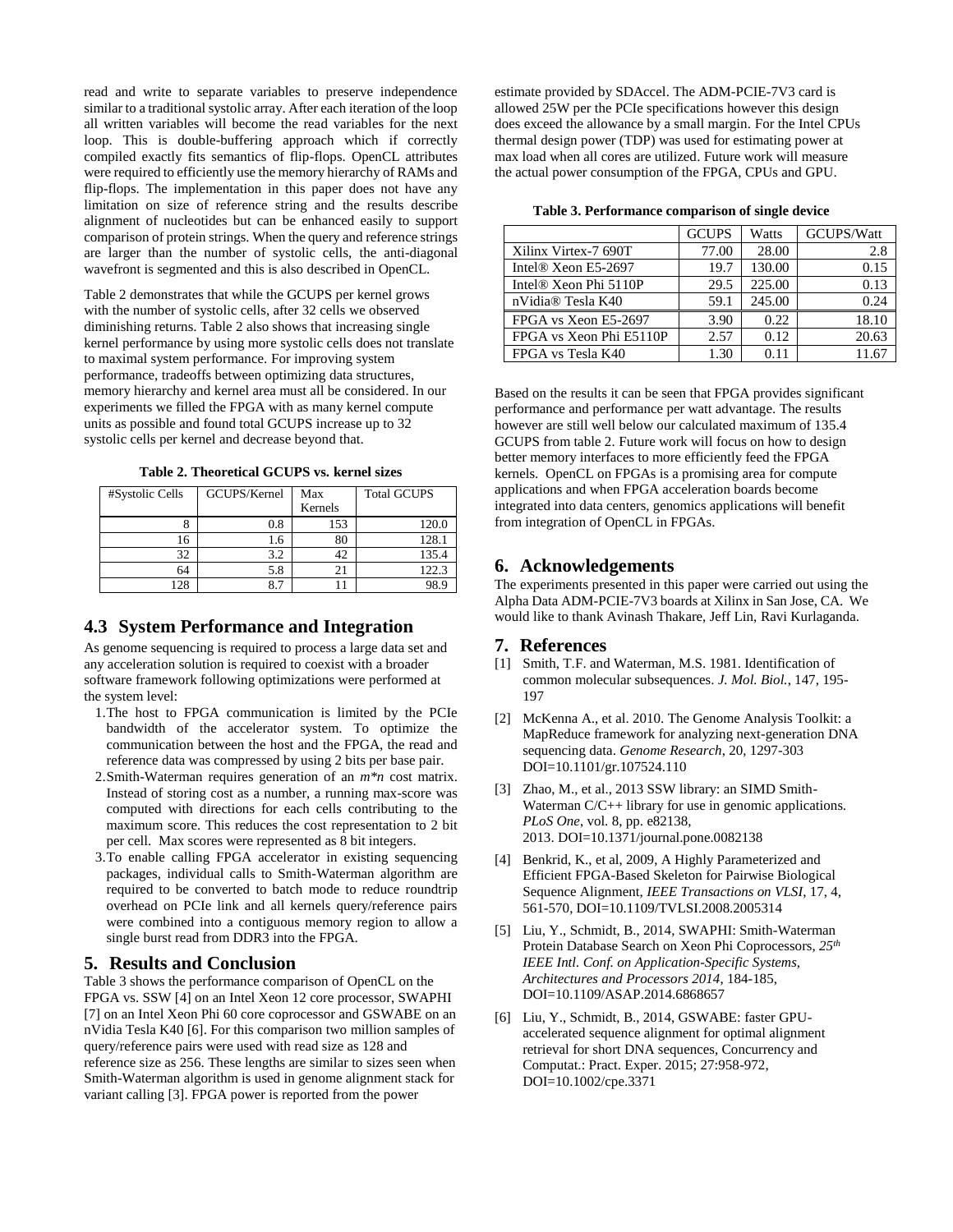read and write to separate variables to preserve independence similar to a traditional systolic array. After each iteration of the loop all written variables will become the read variables for the next loop. This is double-buffering approach which if correctly compiled exactly fits semantics of flip-flops. OpenCL attributes were required to efficiently use the memory hierarchy of RAMs and flip-flops. The implementation in this paper does not have any limitation on size of reference string and the results describe alignment of nucleotides but can be enhanced easily to support comparison of protein strings. When the query and reference strings are larger than the number of systolic cells, the anti-diagonal wavefront is segmented and this is also described in OpenCL.

Table 2 demonstrates that while the GCUPS per kernel grows with the number of systolic cells, after 32 cells we observed diminishing returns. Table 2 also shows that increasing single kernel performance by using more systolic cells does not translate to maximal system performance. For improving system performance, tradeoffs between optimizing data structures, memory hierarchy and kernel area must all be considered. In our experiments we filled the FPGA with as many kernel compute units as possible and found total GCUPS increase up to 32 systolic cells per kernel and decrease beyond that.

**Table 2. Theoretical GCUPS vs. kernel sizes**

| #Systolic Cells | GCUPS/Kernel | Max Kernels | Total GCUPS |
|---|---|---|---|
| 8 | 0.8 | 153 | 120.0 |
| 16 | 1.6 | 80 | 128.1 |
| 32 | 3.2 | 42 | 135.4 |
| 64 | 5.8 | 21 | 122.3 |
| 128 | 8.7 | 11 | 98.9 |

## 4.3 System Performance and Integration

As genome sequencing is required to process a large data set and any acceleration solution is required to coexist with a broader software framework following optimizations were performed at the system level:

1. The host to FPGA communication is limited by the PCIe bandwidth of the accelerator system. To optimize the communication between the host and the FPGA, the read and reference data was compressed by using 2 bits per base pair.
2. Smith-Waterman requires generation of an $m*n$ cost matrix. Instead of storing cost as a number, a running max-score was computed with directions for each cells contributing to the maximum score. This reduces the cost representation to 2 bit per cell. Max scores were represented as 8 bit integers.
3. To enable calling FPGA accelerator in existing sequencing packages, individual calls to Smith-Waterman algorithm are required to be converted to batch mode to reduce roundtrip overhead on PCIe link and all kernels query/reference pairs were combined into a contiguous memory region to allow a single burst read from DDR3 into the FPGA.

## 5. Results and Conclusion

Table 3 shows the performance comparison of OpenCL on the FPGA vs. SSW [4] on an Intel Xeon 12 core processor, SWAPHI [7] on an Intel Xeon Phi 60 core coprocessor and GSWABE on an nVidia Tesla K40 [6]. For this comparison two million samples of query/reference pairs were used with read size as 128 and reference size as 256. These lengths are similar to sizes seen when Smith-Waterman algorithm is used in genome alignment stack for variant calling [3]. FPGA power is reported from the power estimate provided by SDAccel. The ADM-PCIE-7V3 card is allowed 25W per the PCIe specifications however this design does exceed the allowance by a small margin. For the Intel CPUs thermal design power (TDP) was used for estimating power at max load when all cores are utilized. Future work will measure the actual power consumption of the FPGA, CPUs and GPU.

**Table 3. Performance comparison of single device**

| | GCUPS | Watts | GCUPS/Watt |
|---|---|---|---|
| Xilinx Virtex-7 690T | 77.00 | 28.00 | 2.8 |
| Intel® Xeon E5-2697 | 19.7 | 130.00 | 0.15 |
| Intel® Xeon Phi 5110P | 29.5 | 225.00 | 0.13 |
| nVidia® Tesla K40 | 59.1 | 245.00 | 0.24 |
| FPGA vs Xeon E5-2697 | 3.90 | 0.22 | 18.10 |
| FPGA vs Xeon Phi E5110P | 2.57 | 0.12 | 20.63 |
| FPGA vs Tesla K40 | 1.30 | 0.11 | 11.67 |

Based on the results it can be seen that FPGA provides significant performance and performance per watt advantage. The results however are still well below our calculated maximum of 135.4 GCUPS from table 2. Future work will focus on how to design better memory interfaces to more efficiently feed the FPGA kernels. OpenCL on FPGAs is a promising area for compute applications and when FPGA acceleration boards become integrated into data centers, genomics applications will benefit from integration of OpenCL in FPGAs.

## 6. Acknowledgements

The experiments presented in this paper were carried out using the Alpha Data ADM-PCIE-7V3 boards at Xilinx in San Jose, CA. We would like to thank Avinash Thakare, Jeff Lin, Ravi Kurlaganda.

## 7. References

[1] Smith, T.F. and Waterman, M.S. 1981. Identification of common molecular subsequences. *J. Mol. Biol.*, 147, 195-197

[2] McKenna A., et al. 2010. The Genome Analysis Toolkit: a MapReduce framework for analyzing next-generation DNA sequencing data. *Genome Research*, 20, 1297-303 DOI=10.1101/gr.107524.110

[3] Zhao, M., et al., 2013 SSW library: an SIMD Smith-Waterman C/C++ library for use in genomic applications. *PLoS One*, vol. 8, pp. e82138, 2013. DOI=10.1371/journal.pone.0082138

[4] Benkrid, K., et al, 2009, A Highly Parameterized and Efficient FPGA-Based Skeleton for Pairwise Biological Sequence Alignment, *IEEE Transactions on VLSI*, 17, 4, 561-570, DOI=10.1109/TVLSI.2008.2005314

[5] Liu, Y., Schmidt, B., 2014, SWAPHI: Smith-Waterman Protein Database Search on Xeon Phi Coprocessors, *25th IEEE Intl. Conf. on Application-Specific Systems, Architectures and Processors 2014*, 184-185, DOI=10.1109/ASAP.2014.6868657

[6] Liu, Y., Schmidt, B., 2014, GSWABE: faster GPU-accelerated sequence alignment for optimal alignment retrieval for short DNA sequences, Concurrency and Computat.: Pract. Exper. 2015; 27:958-972, DOI=10.1002/cpe.3371